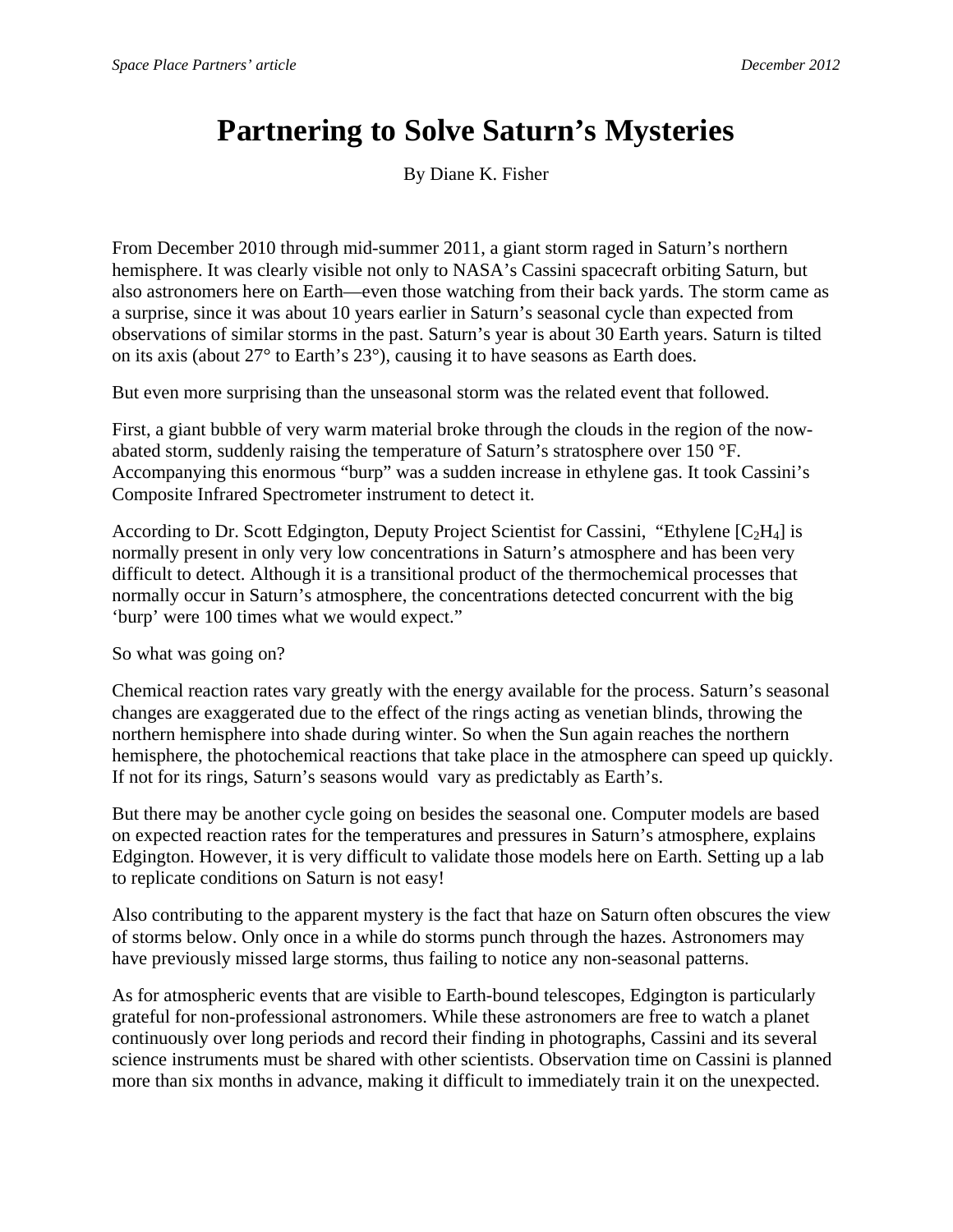# Partnering to Solve Saturn's Mysteries

By Diane K. Fisher

From December 2010 through mid-summer 2011, a giant storm raged in Saturn's northern hemisphere. It was clearly visible not only to NASA's Cassini spacecraft orbiting Saturn, but also astronomers here on Earth—even those watching from their back yards. The storm came as a surprise, since it was about 10 years earlier in Saturn's seasonal cycle than expected from observations of similar storms in the past. Saturn's year is about 30 Earth years. Saturn is tilted on its axis (about 27° to Earth's 23°), causing it to have seasons as Earth does.

But even more surprising than the unseasonal storm was the related event that followed.

First, a giant bubble of very warm material broke through the clouds in the region of the now-abated storm, suddenly raising the temperature of Saturn's stratosphere over 150 °F. Accompanying this enormous "burp" was a sudden increase in ethylene gas. It took Cassini's Composite Infrared Spectrometer instrument to detect it.

According to Dr. Scott Edgington, Deputy Project Scientist for Cassini, "Ethylene [$C_2H_4$] is normally present in only very low concentrations in Saturn's atmosphere and has been very difficult to detect. Although it is a transitional product of the thermochemical processes that normally occur in Saturn's atmosphere, the concentrations detected concurrent with the big 'burp' were 100 times what we would expect."

So what was going on?

Chemical reaction rates vary greatly with the energy available for the process. Saturn's seasonal changes are exaggerated due to the effect of the rings acting as venetian blinds, throwing the northern hemisphere into shade during winter. So when the Sun again reaches the northern hemisphere, the photochemical reactions that take place in the atmosphere can speed up quickly. If not for its rings, Saturn's seasons would vary as predictably as Earth's.

But there may be another cycle going on besides the seasonal one. Computer models are based on expected reaction rates for the temperatures and pressures in Saturn's atmosphere, explains Edgington. However, it is very difficult to validate those models here on Earth. Setting up a lab to replicate conditions on Saturn is not easy!

Also contributing to the apparent mystery is the fact that haze on Saturn often obscures the view of storms below. Only once in a while do storms punch through the hazes. Astronomers may have previously missed large storms, thus failing to notice any non-seasonal patterns.

As for atmospheric events that are visible to Earth-bound telescopes, Edgington is particularly grateful for non-professional astronomers. While these astronomers are free to watch a planet continuously over long periods and record their finding in photographs, Cassini and its several science instruments must be shared with other scientists. Observation time on Cassini is planned more than six months in advance, making it difficult to immediately train it on the unexpected.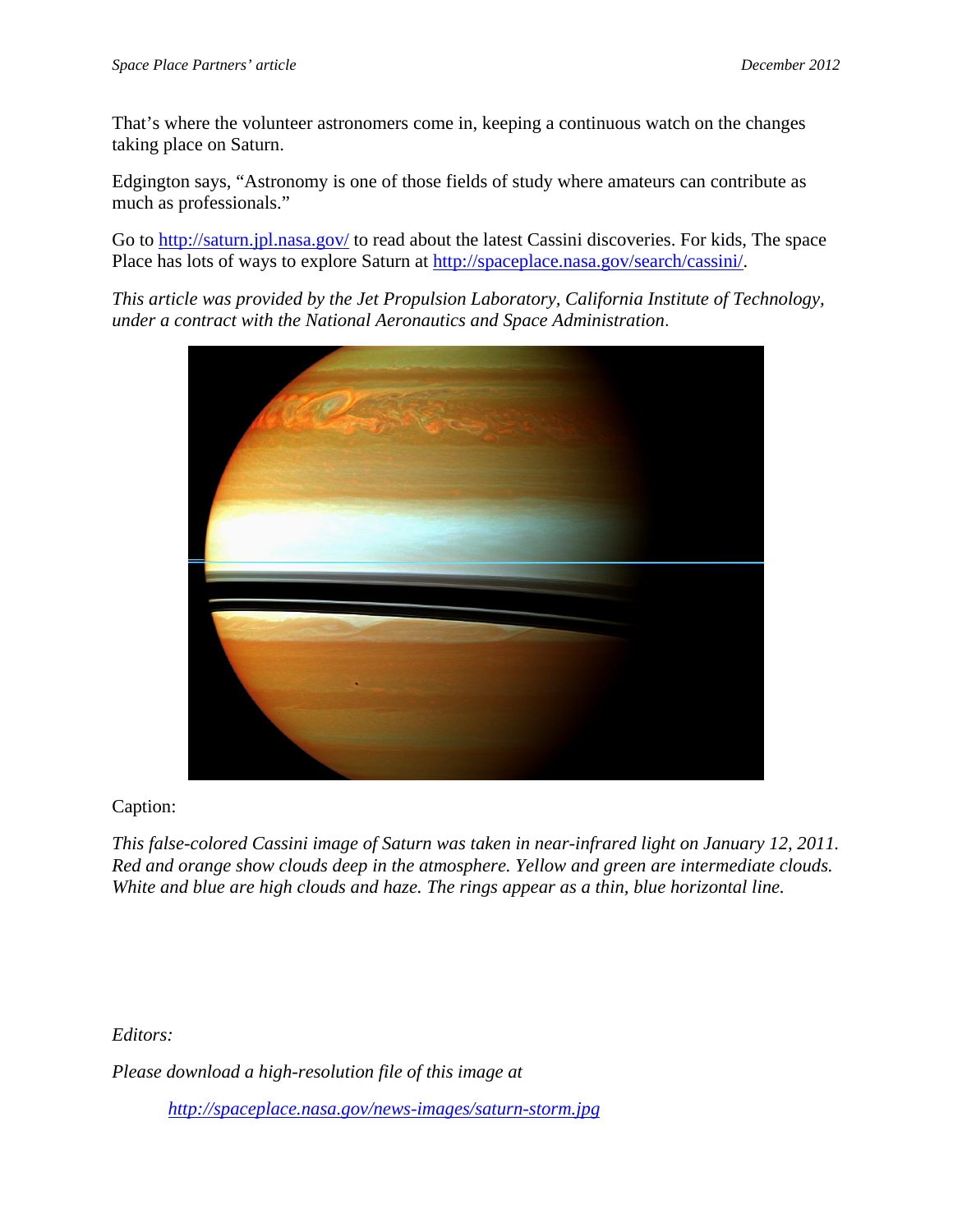That's where the volunteer astronomers come in, keeping a continuous watch on the changes taking place on Saturn.

Edgington says, "Astronomy is one of those fields of study where amateurs can contribute as much as professionals."

Go to http://saturn.jpl.nasa.gov/ to read about the latest Cassini discoveries. For kids, The space Place has lots of ways to explore Saturn at http://spaceplace.nasa.gov/search/cassini/.

*This article was provided by the Jet Propulsion Laboratory, California Institute of Technology, under a contract with the National Aeronautics and Space Administration.*

Caption:

*This false-colored Cassini image of Saturn was taken in near-infrared light on January 12, 2011. Red and orange show clouds deep in the atmosphere. Yellow and green are intermediate clouds. White and blue are high clouds and haze. The rings appear as a thin, blue horizontal line.*

*Editors:*

*Please download a high-resolution file of this image at*

*http://spaceplace.nasa.gov/news-images/saturn-storm.jpg*